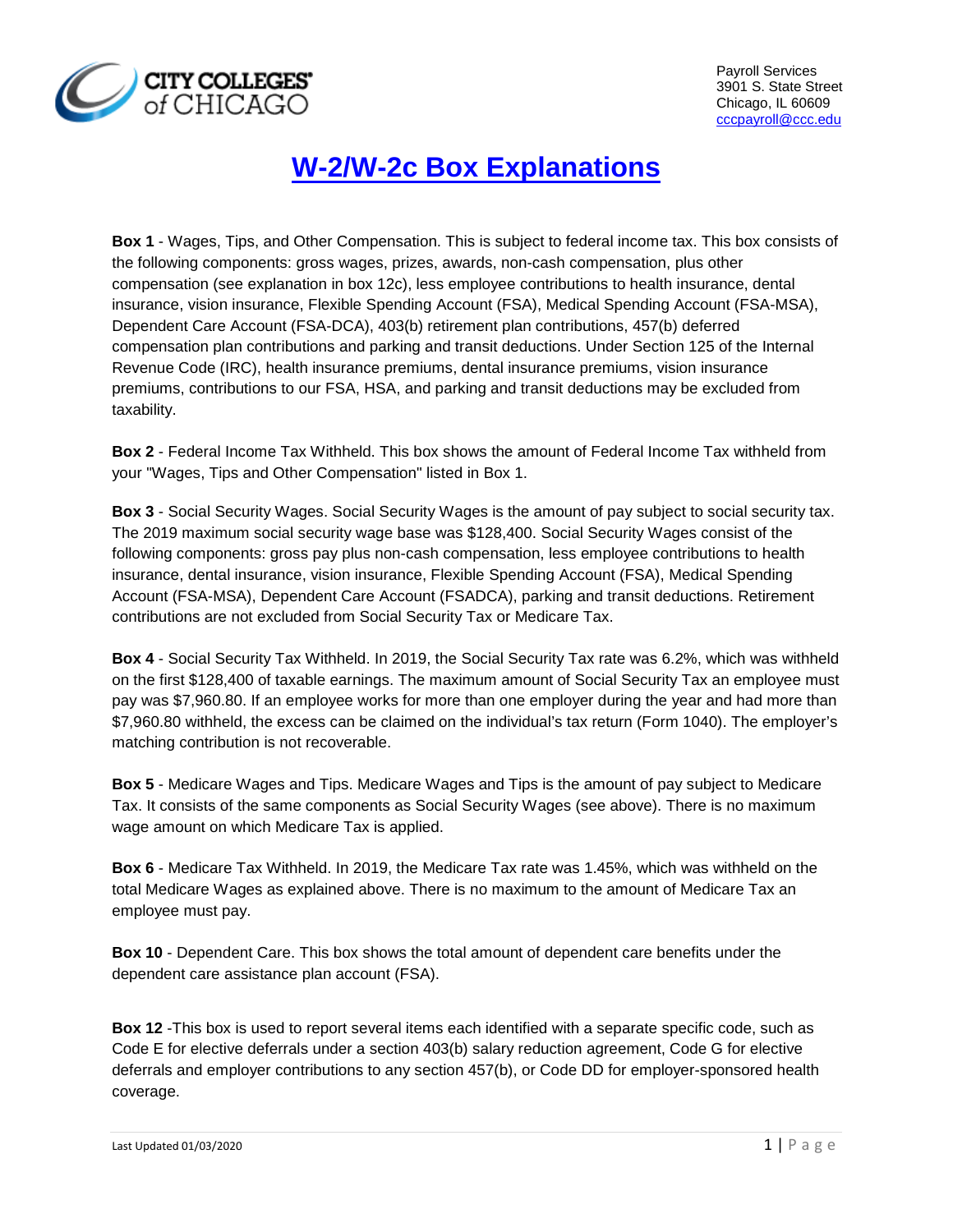CITY COLLEGES of CHICAGO

Payroll Services
3901 S. State Street
Chicago, IL 60609
cccpayroll@ccc.edu

# W-2/W-2c Box Explanations

**Box 1** - Wages, Tips, and Other Compensation. This is subject to federal income tax. This box consists of the following components: gross wages, prizes, awards, non-cash compensation, plus other compensation (see explanation in box 12c), less employee contributions to health insurance, dental insurance, vision insurance, Flexible Spending Account (FSA), Medical Spending Account (FSA-MSA), Dependent Care Account (FSA-DCA), 403(b) retirement plan contributions, 457(b) deferred compensation plan contributions and parking and transit deductions. Under Section 125 of the Internal Revenue Code (IRC), health insurance premiums, dental insurance premiums, vision insurance premiums, contributions to our FSA, HSA, and parking and transit deductions may be excluded from taxability.

**Box 2** - Federal Income Tax Withheld. This box shows the amount of Federal Income Tax withheld from your "Wages, Tips and Other Compensation" listed in Box 1.

**Box 3** - Social Security Wages. Social Security Wages is the amount of pay subject to social security tax. The 2019 maximum social security wage base was $128,400. Social Security Wages consist of the following components: gross pay plus non-cash compensation, less employee contributions to health insurance, dental insurance, vision insurance, Flexible Spending Account (FSA), Medical Spending Account (FSA-MSA), Dependent Care Account (FSADCA), parking and transit deductions. Retirement contributions are not excluded from Social Security Tax or Medicare Tax.

**Box 4** - Social Security Tax Withheld. In 2019, the Social Security Tax rate was 6.2%, which was withheld on the first $128,400 of taxable earnings. The maximum amount of Social Security Tax an employee must pay was $7,960.80. If an employee works for more than one employer during the year and had more than $7,960.80 withheld, the excess can be claimed on the individual's tax return (Form 1040). The employer's matching contribution is not recoverable.

**Box 5** - Medicare Wages and Tips. Medicare Wages and Tips is the amount of pay subject to Medicare Tax. It consists of the same components as Social Security Wages (see above). There is no maximum wage amount on which Medicare Tax is applied.

**Box 6** - Medicare Tax Withheld. In 2019, the Medicare Tax rate was 1.45%, which was withheld on the total Medicare Wages as explained above. There is no maximum to the amount of Medicare Tax an employee must pay.

**Box 10** - Dependent Care. This box shows the total amount of dependent care benefits under the dependent care assistance plan account (FSA).

**Box 12** -This box is used to report several items each identified with a separate specific code, such as Code E for elective deferrals under a section 403(b) salary reduction agreement, Code G for elective deferrals and employer contributions to any section 457(b), or Code DD for employer-sponsored health coverage.

Last Updated 01/03/2020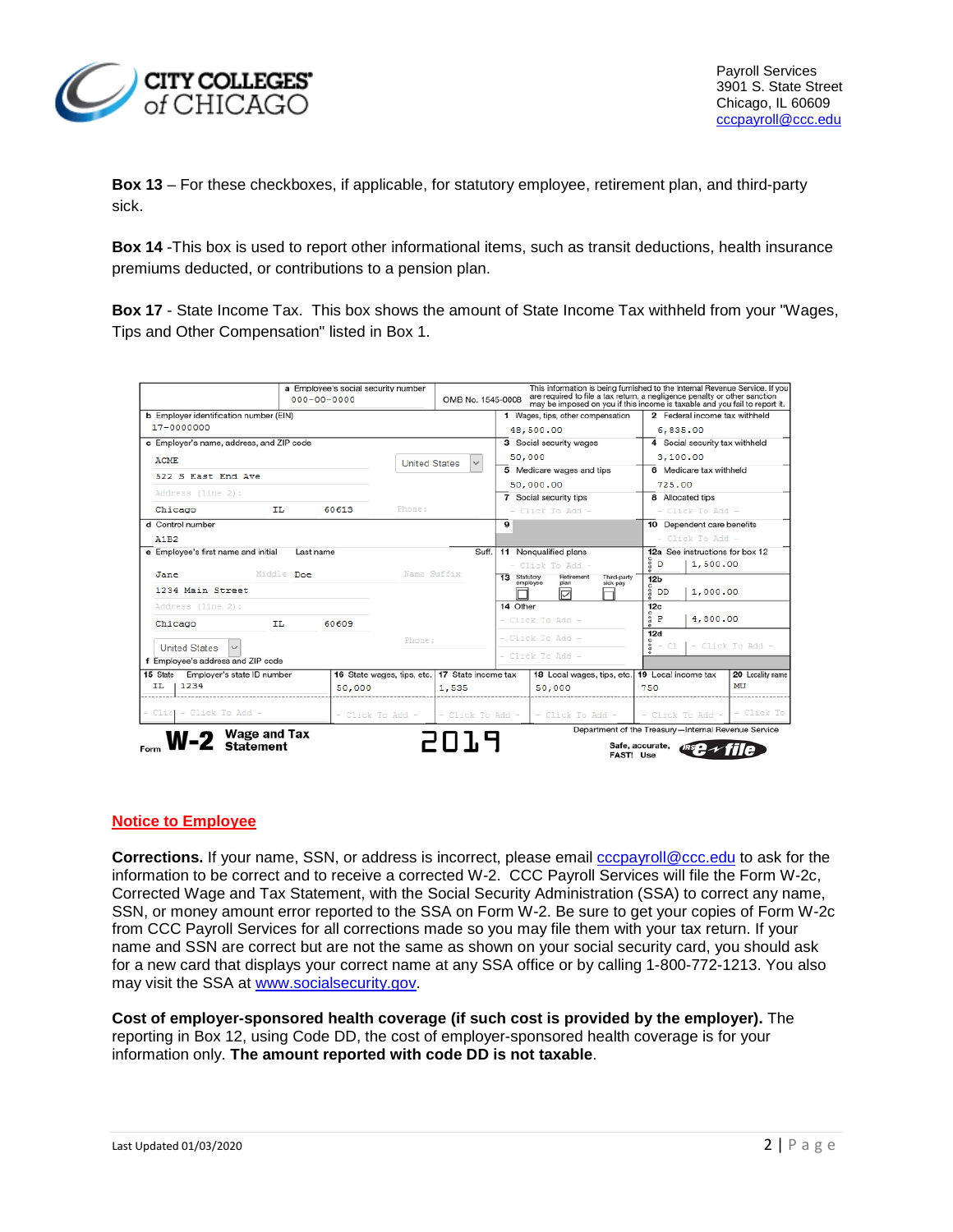**Box 13** – For these checkboxes, if applicable, for statutory employee, retirement plan, and third-party sick.

**Box 14** -This box is used to report other informational items, such as transit deductions, health insurance premiums deducted, or contributions to a pension plan.

**Box 17** - State Income Tax. This box shows the amount of State Income Tax withheld from your "Wages, Tips and Other Compensation" listed in Box 1.

| | |
|---|---|
| a Employee's social security number | 000-00-0000 |
| OMB No. 1545-0008 | This information is being furnished to the Internal Revenue Service. If you are required to file a tax return, a negligence penalty or other sanction may be imposed on you if this income is taxable and you fail to report it. |
| b Employer identification number (EIN) | 17-0000000 |
| c Employer's name, address, and ZIP code | ACME, 522 S East End Ave, Address (line 2):, Chicago IL 60613, United States, Phone: |
| d Control number | A1B2 |
| e Employee's first name and initial / Last name / Suff. | Jane, Middle, Doe, Name Suffix |
| f Employee's address and ZIP code | 1234 Main Street, Address (line 2):, Chicago IL 60609, United States, Phone: |
| 1 Wages, tips, other compensation | 48,500.00 |
| 2 Federal income tax withheld | 6,835.00 |
| 3 Social security wages | 50,000 |
| 4 Social security tax withheld | 3,100.00 |
| 5 Medicare wages and tips | 50,000.00 |
| 6 Medicare tax withheld | 725.00 |
| 7 Social security tips | - Click To Add - |
| 8 Allocated tips | - Click To Add - |
| 9 | |
| 10 Dependent care benefits | - Click To Add - |
| 11 Nonqualified plans | - Click To Add - |
| 12a See instructions for box 12 | D 1,500.00 |
| 12b | DD 1,000.00 |
| 12c | P 4,800.00 |
| 12d | - Cl - Click To Add - |
| 13 Statutory employee / Retirement plan / Third-party sick pay | ☐ / ☑ / ☐ |
| 14 Other | - Click To Add - |
| 15 State / Employer's state ID number | IL 1234 |
| 16 State wages, tips, etc. | 50,000 |
| 17 State income tax | 1,535 |
| 18 Local wages, tips, etc. | 50,000 |
| 19 Local income tax | 750 |
| 20 Locality name | MU |

Form **W-2** Wage and Tax Statement 2019

Department of the Treasury—Internal Revenue Service

Safe, accurate, FAST! Use IRS e-file

## Notice to Employee

**Corrections.** If your name, SSN, or address is incorrect, please email cccpayroll@ccc.edu to ask for the information to be correct and to receive a corrected W-2. CCC Payroll Services will file the Form W-2c, Corrected Wage and Tax Statement, with the Social Security Administration (SSA) to correct any name, SSN, or money amount error reported to the SSA on Form W-2. Be sure to get your copies of Form W-2c from CCC Payroll Services for all corrections made so you may file them with your tax return. If your name and SSN are correct but are not the same as shown on your social security card, you should ask for a new card that displays your correct name at any SSA office or by calling 1-800-772-1213. You also may visit the SSA at www.socialsecurity.gov.

**Cost of employer-sponsored health coverage (if such cost is provided by the employer).** The reporting in Box 12, using Code DD, the cost of employer-sponsored health coverage is for your information only. **The amount reported with code DD is not taxable**.